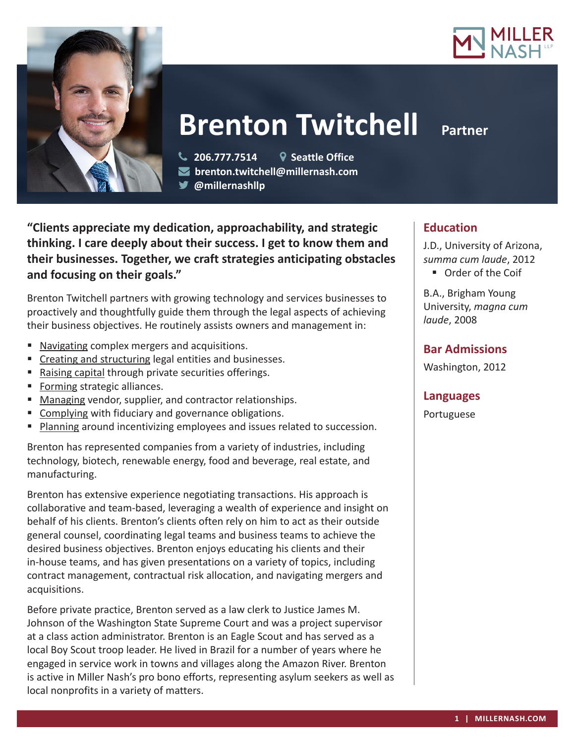# Brenton Twitchell

**Partner**

206.777.7514 | Seattle Office
brenton.twitchell@millernash.com
@millernashllp

**"Clients appreciate my dedication, approachability, and strategic thinking. I care deeply about their success. I get to know them and their businesses. Together, we craft strategies anticipating obstacles and focusing on their goals."**

Brenton Twitchell partners with growing technology and services businesses to proactively and thoughtfully guide them through the legal aspects of achieving their business objectives. He routinely assists owners and management in:

- Navigating complex mergers and acquisitions.
- Creating and structuring legal entities and businesses.
- Raising capital through private securities offerings.
- Forming strategic alliances.
- Managing vendor, supplier, and contractor relationships.
- Complying with fiduciary and governance obligations.
- Planning around incentivizing employees and issues related to succession.

Brenton has represented companies from a variety of industries, including technology, biotech, renewable energy, food and beverage, real estate, and manufacturing.

Brenton has extensive experience negotiating transactions. His approach is collaborative and team-based, leveraging a wealth of experience and insight on behalf of his clients. Brenton's clients often rely on him to act as their outside general counsel, coordinating legal teams and business teams to achieve the desired business objectives. Brenton enjoys educating his clients and their in-house teams, and has given presentations on a variety of topics, including contract management, contractual risk allocation, and navigating mergers and acquisitions.

Before private practice, Brenton served as a law clerk to Justice James M. Johnson of the Washington State Supreme Court and was a project supervisor at a class action administrator. Brenton is an Eagle Scout and has served as a local Boy Scout troop leader. He lived in Brazil for a number of years where he engaged in service work in towns and villages along the Amazon River. Brenton is active in Miller Nash's pro bono efforts, representing asylum seekers as well as local nonprofits in a variety of matters.

## Education

J.D., University of Arizona, *summa cum laude*, 2012

- Order of the Coif

B.A., Brigham Young University, *magna cum laude*, 2008

## Bar Admissions

Washington, 2012

## Languages

Portuguese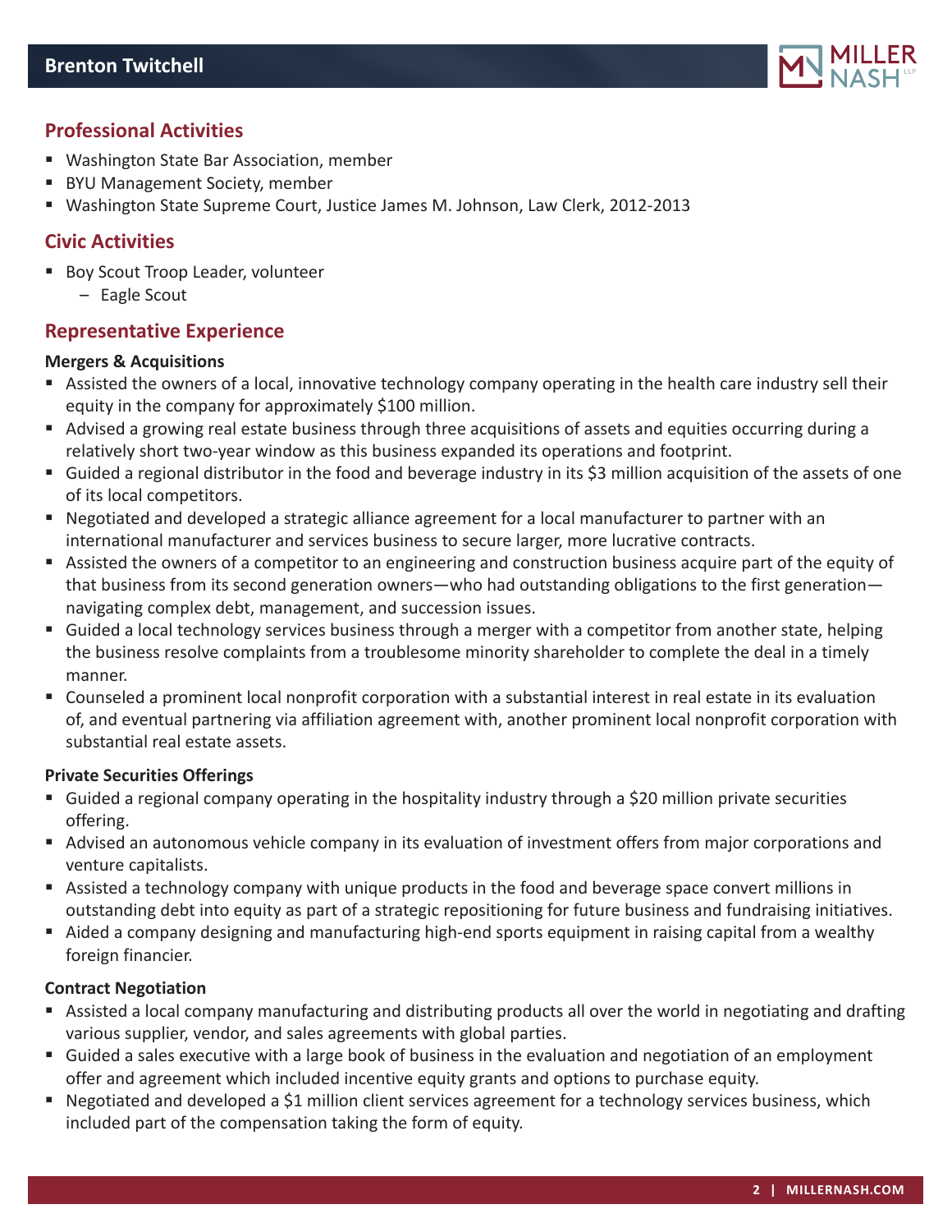## Professional Activities

- Washington State Bar Association, member
- BYU Management Society, member
- Washington State Supreme Court, Justice James M. Johnson, Law Clerk, 2012-2013

## Civic Activities

- Boy Scout Troop Leader, volunteer
  - Eagle Scout

## Representative Experience

**Mergers & Acquisitions**

- Assisted the owners of a local, innovative technology company operating in the health care industry sell their equity in the company for approximately $100 million.
- Advised a growing real estate business through three acquisitions of assets and equities occurring during a relatively short two-year window as this business expanded its operations and footprint.
- Guided a regional distributor in the food and beverage industry in its $3 million acquisition of the assets of one of its local competitors.
- Negotiated and developed a strategic alliance agreement for a local manufacturer to partner with an international manufacturer and services business to secure larger, more lucrative contracts.
- Assisted the owners of a competitor to an engineering and construction business acquire part of the equity of that business from its second generation owners—who had outstanding obligations to the first generation—navigating complex debt, management, and succession issues.
- Guided a local technology services business through a merger with a competitor from another state, helping the business resolve complaints from a troublesome minority shareholder to complete the deal in a timely manner.
- Counseled a prominent local nonprofit corporation with a substantial interest in real estate in its evaluation of, and eventual partnering via affiliation agreement with, another prominent local nonprofit corporation with substantial real estate assets.

**Private Securities Offerings**

- Guided a regional company operating in the hospitality industry through a $20 million private securities offering.
- Advised an autonomous vehicle company in its evaluation of investment offers from major corporations and venture capitalists.
- Assisted a technology company with unique products in the food and beverage space convert millions in outstanding debt into equity as part of a strategic repositioning for future business and fundraising initiatives.
- Aided a company designing and manufacturing high-end sports equipment in raising capital from a wealthy foreign financier.

**Contract Negotiation**

- Assisted a local company manufacturing and distributing products all over the world in negotiating and drafting various supplier, vendor, and sales agreements with global parties.
- Guided a sales executive with a large book of business in the evaluation and negotiation of an employment offer and agreement which included incentive equity grants and options to purchase equity.
- Negotiated and developed a $1 million client services agreement for a technology services business, which included part of the compensation taking the form of equity.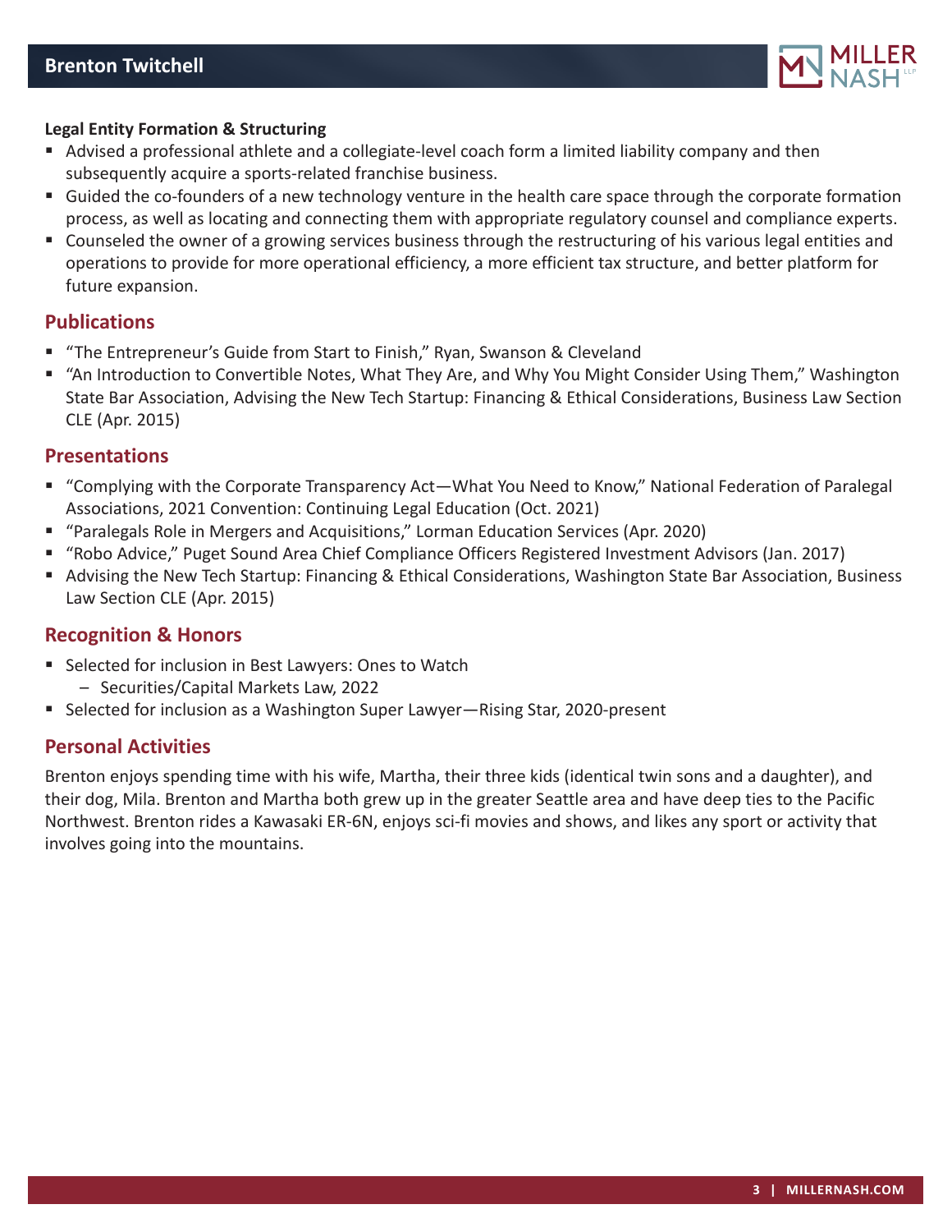**Legal Entity Formation & Structuring**

- Advised a professional athlete and a collegiate-level coach form a limited liability company and then subsequently acquire a sports-related franchise business.
- Guided the co-founders of a new technology venture in the health care space through the corporate formation process, as well as locating and connecting them with appropriate regulatory counsel and compliance experts.
- Counseled the owner of a growing services business through the restructuring of his various legal entities and operations to provide for more operational efficiency, a more efficient tax structure, and better platform for future expansion.

## Publications

- "The Entrepreneur's Guide from Start to Finish," Ryan, Swanson & Cleveland
- "An Introduction to Convertible Notes, What They Are, and Why You Might Consider Using Them," Washington State Bar Association, Advising the New Tech Startup: Financing & Ethical Considerations, Business Law Section CLE (Apr. 2015)

## Presentations

- "Complying with the Corporate Transparency Act—What You Need to Know," National Federation of Paralegal Associations, 2021 Convention: Continuing Legal Education (Oct. 2021)
- "Paralegals Role in Mergers and Acquisitions," Lorman Education Services (Apr. 2020)
- "Robo Advice," Puget Sound Area Chief Compliance Officers Registered Investment Advisors (Jan. 2017)
- Advising the New Tech Startup: Financing & Ethical Considerations, Washington State Bar Association, Business Law Section CLE (Apr. 2015)

## Recognition & Honors

- Selected for inclusion in Best Lawyers: Ones to Watch
  - Securities/Capital Markets Law, 2022
- Selected for inclusion as a Washington Super Lawyer—Rising Star, 2020-present

## Personal Activities

Brenton enjoys spending time with his wife, Martha, their three kids (identical twin sons and a daughter), and their dog, Mila. Brenton and Martha both grew up in the greater Seattle area and have deep ties to the Pacific Northwest. Brenton rides a Kawasaki ER-6N, enjoys sci-fi movies and shows, and likes any sport or activity that involves going into the mountains.